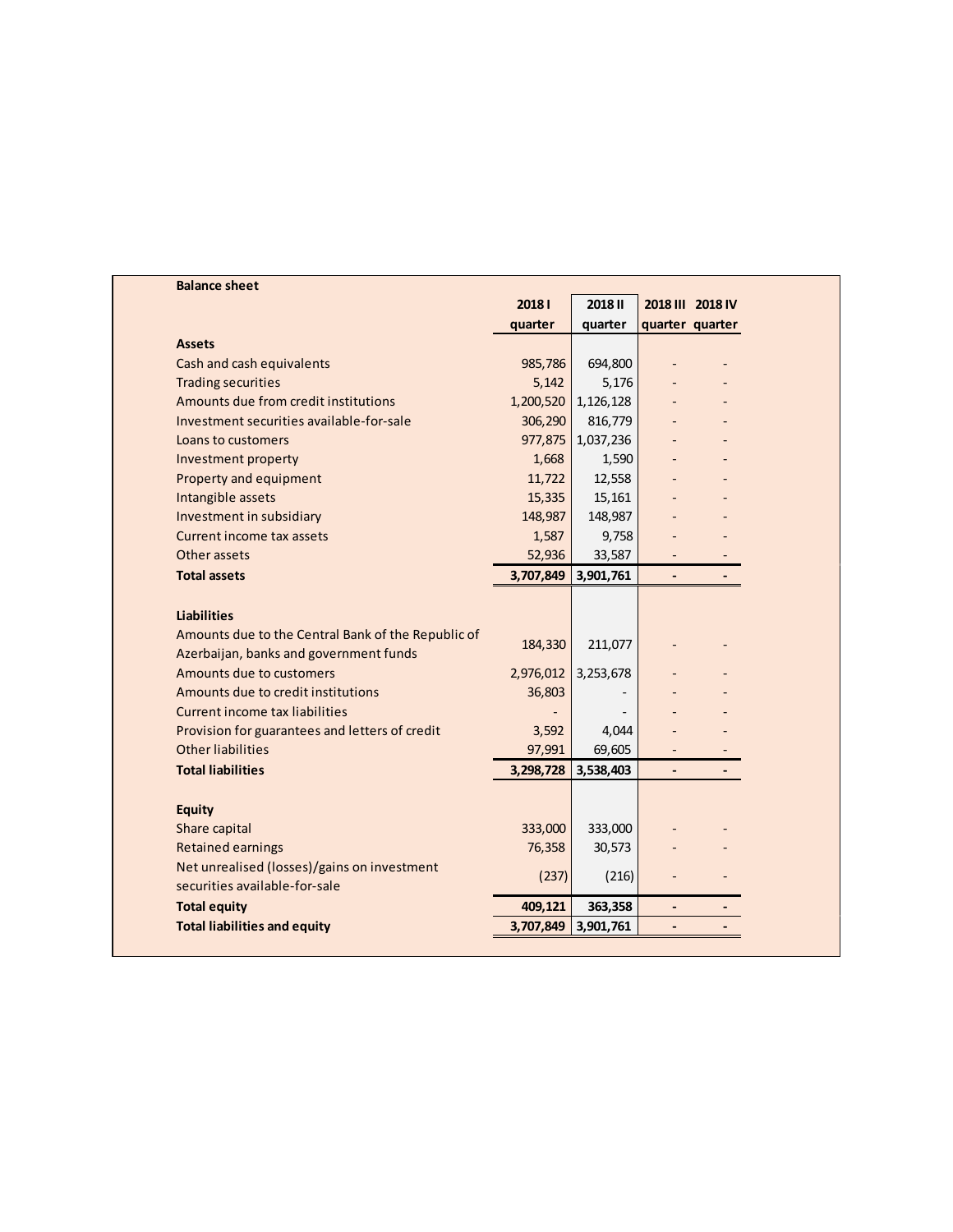**Balance sheet**

| | 2018 I quarter | 2018 II quarter | 2018 III quarter | 2018 IV quarter |
|---|---|---|---|---|
| **Assets** | | | | |
| Cash and cash equivalents | 985,786 | 694,800 | - | - |
| Trading securities | 5,142 | 5,176 | - | - |
| Amounts due from credit institutions | 1,200,520 | 1,126,128 | - | - |
| Investment securities available-for-sale | 306,290 | 816,779 | - | - |
| Loans to customers | 977,875 | 1,037,236 | - | - |
| Investment property | 1,668 | 1,590 | - | - |
| Property and equipment | 11,722 | 12,558 | - | - |
| Intangible assets | 15,335 | 15,161 | - | - |
| Investment in subsidiary | 148,987 | 148,987 | - | - |
| Current income tax assets | 1,587 | 9,758 | - | - |
| Other assets | 52,936 | 33,587 | - | - |
| **Total assets** | **3,707,849** | **3,901,761** | **-** | **-** |
| | | | | |
| **Liabilities** | | | | |
| Amounts due to the Central Bank of the Republic of Azerbaijan, banks and government funds | 184,330 | 211,077 | - | - |
| Amounts due to customers | 2,976,012 | 3,253,678 | - | - |
| Amounts due to credit institutions | 36,803 | - | - | - |
| Current income tax liabilities | - | - | - | - |
| Provision for guarantees and letters of credit | 3,592 | 4,044 | - | - |
| Other liabilities | 97,991 | 69,605 | - | - |
| **Total liabilities** | **3,298,728** | **3,538,403** | **-** | **-** |
| | | | | |
| **Equity** | | | | |
| Share capital | 333,000 | 333,000 | - | - |
| Retained earnings | 76,358 | 30,573 | - | - |
| Net unrealised (losses)/gains on investment securities available-for-sale | (237) | (216) | - | - |
| **Total equity** | **409,121** | **363,358** | **-** | **-** |
| **Total liabilities and equity** | **3,707,849** | **3,901,761** | **-** | **-** |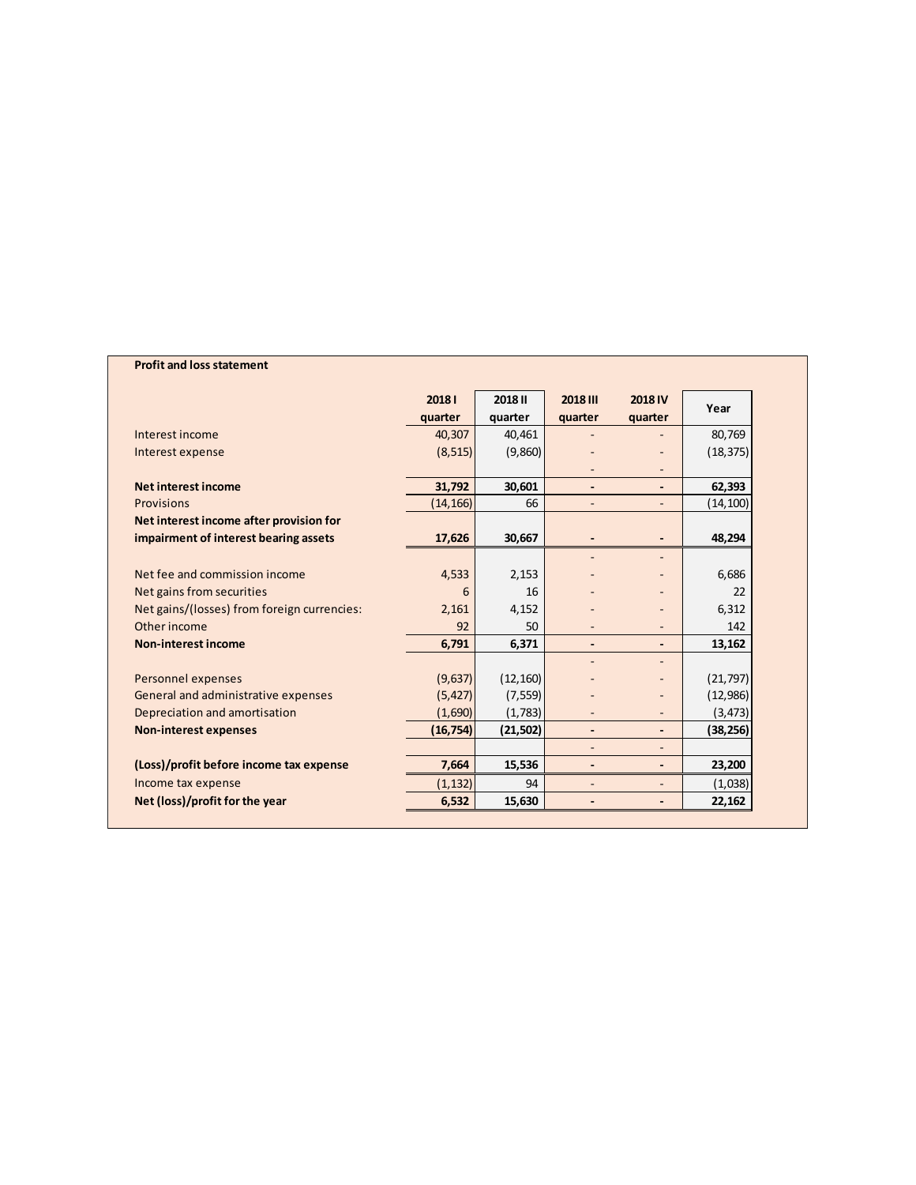**Profit and loss statement**

| | 2018 I quarter | 2018 II quarter | 2018 III quarter | 2018 IV quarter | Year |
|---|---|---|---|---|---|
| Interest income | 40,307 | 40,461 | - | - | 80,769 |
| Interest expense | (8,515) | (9,860) | - | - | (18,375) |
| | | | - | - | |
| **Net interest income** | **31,792** | **30,601** | **-** | **-** | **62,393** |
| Provisions | (14,166) | 66 | - | - | (14,100) |
| **Net interest income after provision for impairment of interest bearing assets** | **17,626** | **30,667** | **-** | **-** | **48,294** |
| | | | - | - | |
| Net fee and commission income | 4,533 | 2,153 | - | - | 6,686 |
| Net gains from securities | 6 | 16 | - | - | 22 |
| Net gains/(losses) from foreign currencies: | 2,161 | 4,152 | - | - | 6,312 |
| Other income | 92 | 50 | - | - | 142 |
| **Non-interest income** | **6,791** | **6,371** | **-** | **-** | **13,162** |
| | | | - | - | |
| Personnel expenses | (9,637) | (12,160) | - | - | (21,797) |
| General and administrative expenses | (5,427) | (7,559) | - | - | (12,986) |
| Depreciation and amortisation | (1,690) | (1,783) | - | - | (3,473) |
| **Non-interest expenses** | **(16,754)** | **(21,502)** | **-** | **-** | **(38,256)** |
| | | | - | - | |
| **(Loss)/profit before income tax expense** | **7,664** | **15,536** | **-** | **-** | **23,200** |
| Income tax expense | (1,132) | 94 | - | - | (1,038) |
| **Net (loss)/profit for the year** | **6,532** | **15,630** | **-** | **-** | **22,162** |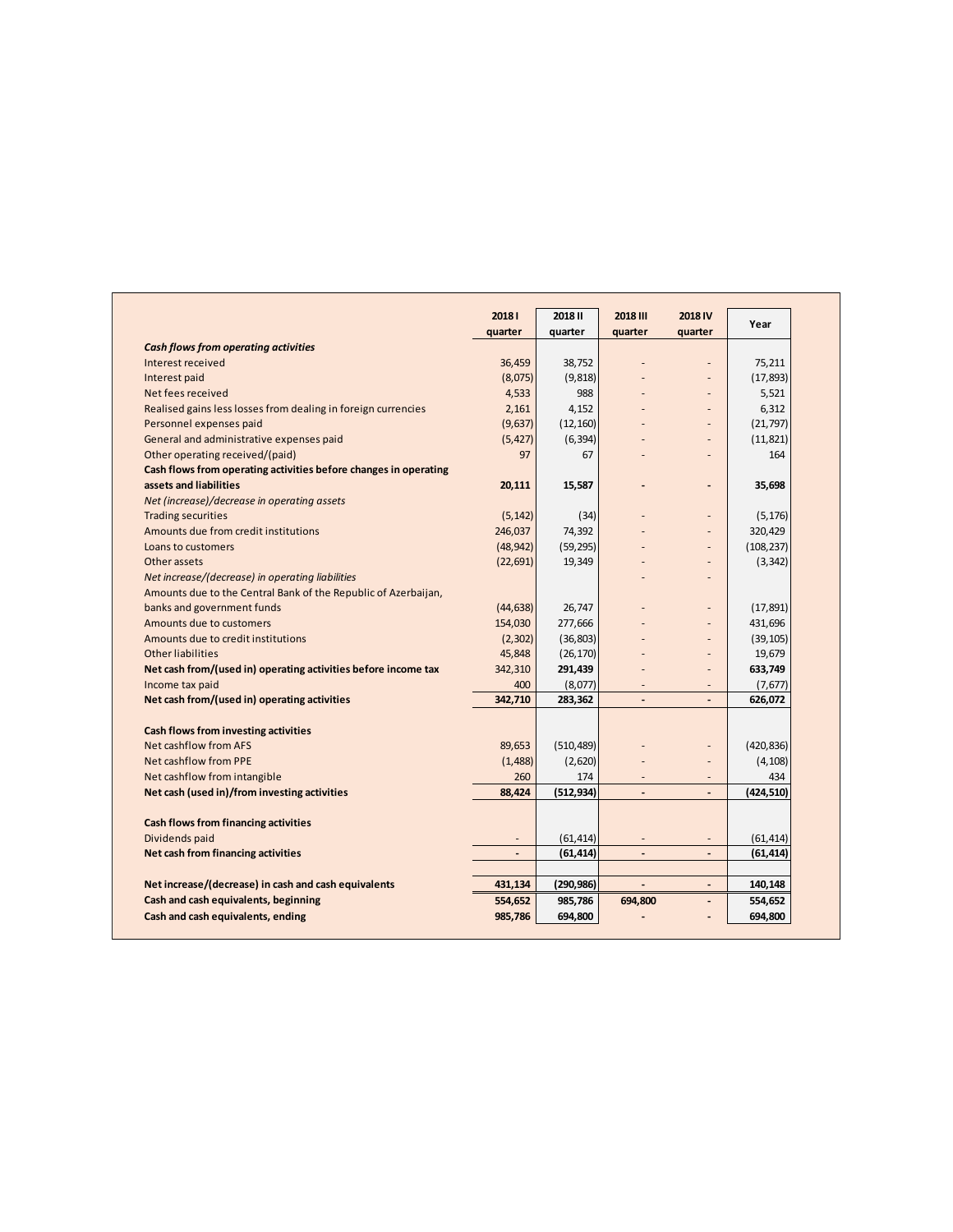| | 2018 I quarter | 2018 II quarter | 2018 III quarter | 2018 IV quarter | Year |
|---|---|---|---|---|---|
| ***Cash flows from operating activities*** | | | | | |
| Interest received | 36,459 | 38,752 | - | - | 75,211 |
| Interest paid | (8,075) | (9,818) | - | - | (17,893) |
| Net fees received | 4,533 | 988 | - | - | 5,521 |
| Realised gains less losses from dealing in foreign currencies | 2,161 | 4,152 | - | - | 6,312 |
| Personnel expenses paid | (9,637) | (12,160) | - | - | (21,797) |
| General and administrative expenses paid | (5,427) | (6,394) | - | - | (11,821) |
| Other operating received/(paid) | 97 | 67 | - | - | 164 |
| **Cash flows from operating activities before changes in operating assets and liabilities** | **20,111** | **15,587** | **-** | **-** | **35,698** |
| *Net (increase)/decrease in operating assets* | | | | | |
| Trading securities | (5,142) | (34) | - | - | (5,176) |
| Amounts due from credit institutions | 246,037 | 74,392 | - | - | 320,429 |
| Loans to customers | (48,942) | (59,295) | - | - | (108,237) |
| Other assets | (22,691) | 19,349 | - | - | (3,342) |
| *Net increase/(decrease) in operating liabilities* | | | - | - | |
| Amounts due to the Central Bank of the Republic of Azerbaijan, banks and government funds | (44,638) | 26,747 | - | - | (17,891) |
| Amounts due to customers | 154,030 | 277,666 | - | - | 431,696 |
| Amounts due to credit institutions | (2,302) | (36,803) | - | - | (39,105) |
| Other liabilities | 45,848 | (26,170) | - | - | 19,679 |
| **Net cash from/(used in) operating activities before income tax** | **342,310** | **291,439** | **-** | **-** | **633,749** |
| Income tax paid | 400 | (8,077) | - | - | (7,677) |
| **Net cash from/(used in) operating activities** | **342,710** | **283,362** | **-** | **-** | **626,072** |
| | | | | | |
| **Cash flows from investing activities** | | | | | |
| Net cashflow from AFS | 89,653 | (510,489) | - | - | (420,836) |
| Net cashflow from PPE | (1,488) | (2,620) | - | - | (4,108) |
| Net cashflow from intangible | 260 | 174 | - | - | 434 |
| **Net cash (used in)/from investing activities** | **88,424** | **(512,934)** | **-** | **-** | **(424,510)** |
| | | | | | |
| **Cash flows from financing activities** | | | | | |
| Dividends paid | - | (61,414) | - | - | (61,414) |
| **Net cash from financing activities** | **-** | **(61,414)** | **-** | **-** | **(61,414)** |
| | | | | | |
| **Net increase/(decrease) in cash and cash equivalents** | **431,134** | **(290,986)** | **-** | **-** | **140,148** |
| **Cash and cash equivalents, beginning** | **554,652** | **985,786** | **694,800** | **-** | **554,652** |
| **Cash and cash equivalents, ending** | **985,786** | **694,800** | **-** | **-** | **694,800** |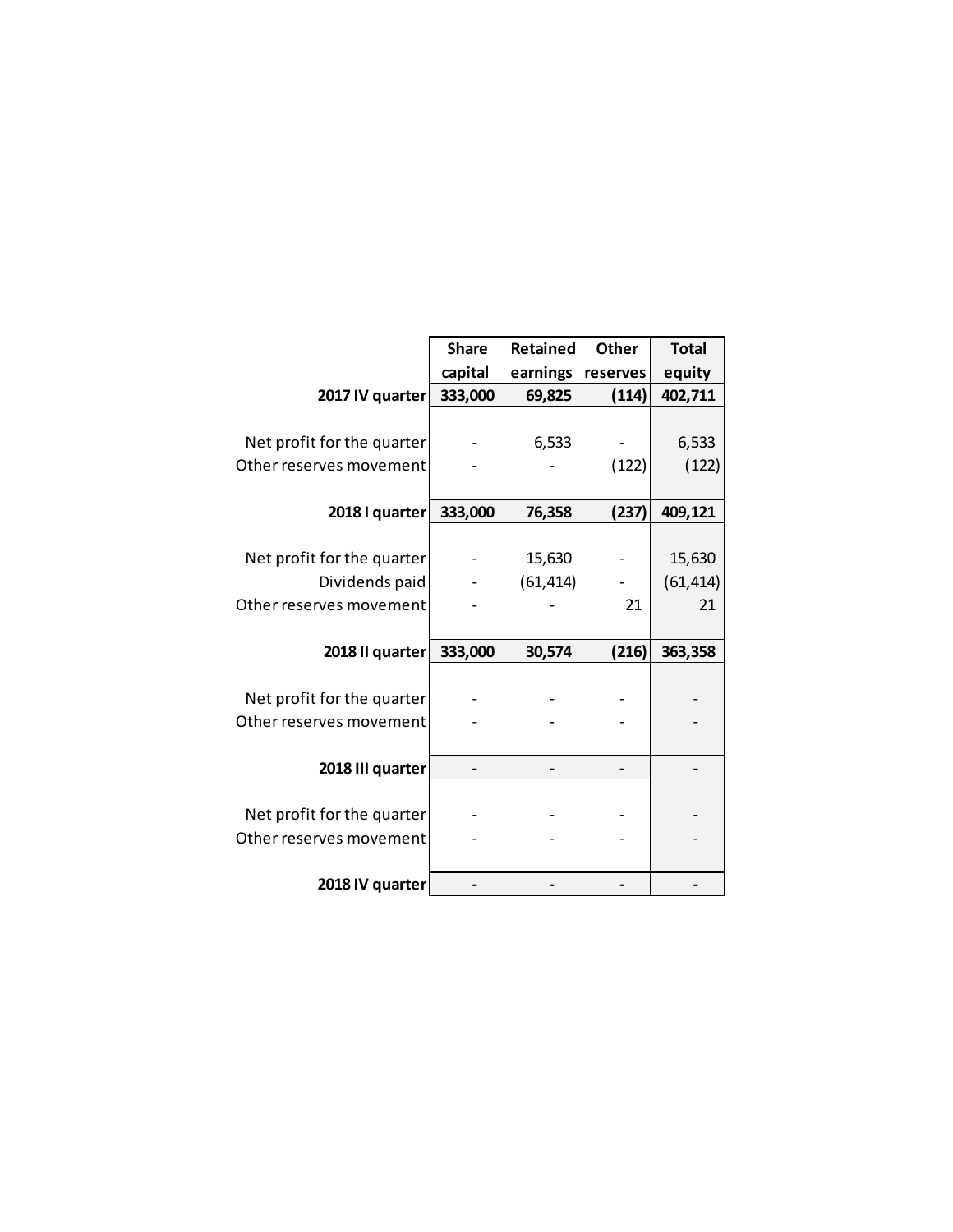| | Share capital | Retained earnings | Other reserves | Total equity |
|---|---|---|---|---|
| **2017 IV quarter** | **333,000** | **69,825** | **(114)** | **402,711** |
| Net profit for the quarter | - | 6,533 | - | 6,533 |
| Other reserves movement | - | - | (122) | (122) |
| **2018 I quarter** | **333,000** | **76,358** | **(237)** | **409,121** |
| Net profit for the quarter | - | 15,630 | - | 15,630 |
| Dividends paid | - | (61,414) | - | (61,414) |
| Other reserves movement | - | - | 21 | 21 |
| **2018 II quarter** | **333,000** | **30,574** | **(216)** | **363,358** |
| Net profit for the quarter | - | - | - | - |
| Other reserves movement | - | - | - | - |
| **2018 III quarter** | **-** | **-** | **-** | **-** |
| Net profit for the quarter | - | - | - | - |
| Other reserves movement | - | - | - | - |
| **2018 IV quarter** | **-** | **-** | **-** | **-** |